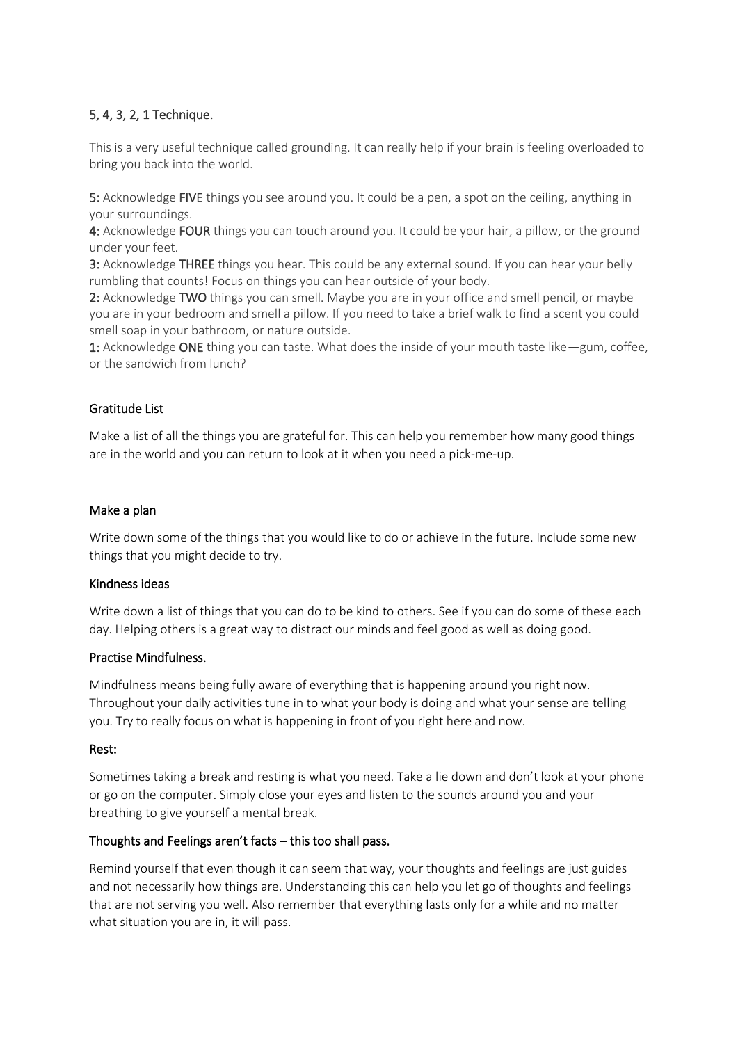## 5, 4, 3, 2, 1 Technique.

This is a very useful technique called grounding. It can really help if your brain is feeling overloaded to bring you back into the world.

**5:** Acknowledge **FIVE** things you see around you. It could be a pen, a spot on the ceiling, anything in your surroundings.
**4:** Acknowledge **FOUR** things you can touch around you. It could be your hair, a pillow, or the ground under your feet.
**3:** Acknowledge **THREE** things you hear. This could be any external sound. If you can hear your belly rumbling that counts! Focus on things you can hear outside of your body.
**2:** Acknowledge **TWO** things you can smell. Maybe you are in your office and smell pencil, or maybe you are in your bedroom and smell a pillow. If you need to take a brief walk to find a scent you could smell soap in your bathroom, or nature outside.
**1:** Acknowledge **ONE** thing you can taste. What does the inside of your mouth taste like—gum, coffee, or the sandwich from lunch?

## Gratitude List

Make a list of all the things you are grateful for. This can help you remember how many good things are in the world and you can return to look at it when you need a pick-me-up.

## Make a plan

Write down some of the things that you would like to do or achieve in the future. Include some new things that you might decide to try.

## Kindness ideas

Write down a list of things that you can do to be kind to others. See if you can do some of these each day. Helping others is a great way to distract our minds and feel good as well as doing good.

## Practise Mindfulness.

Mindfulness means being fully aware of everything that is happening around you right now. Throughout your daily activities tune in to what your body is doing and what your sense are telling you. Try to really focus on what is happening in front of you right here and now.

## Rest:

Sometimes taking a break and resting is what you need. Take a lie down and don't look at your phone or go on the computer. Simply close your eyes and listen to the sounds around you and your breathing to give yourself a mental break.

## Thoughts and Feelings aren't facts – this too shall pass.

Remind yourself that even though it can seem that way, your thoughts and feelings are just guides and not necessarily how things are. Understanding this can help you let go of thoughts and feelings that are not serving you well. Also remember that everything lasts only for a while and no matter what situation you are in, it will pass.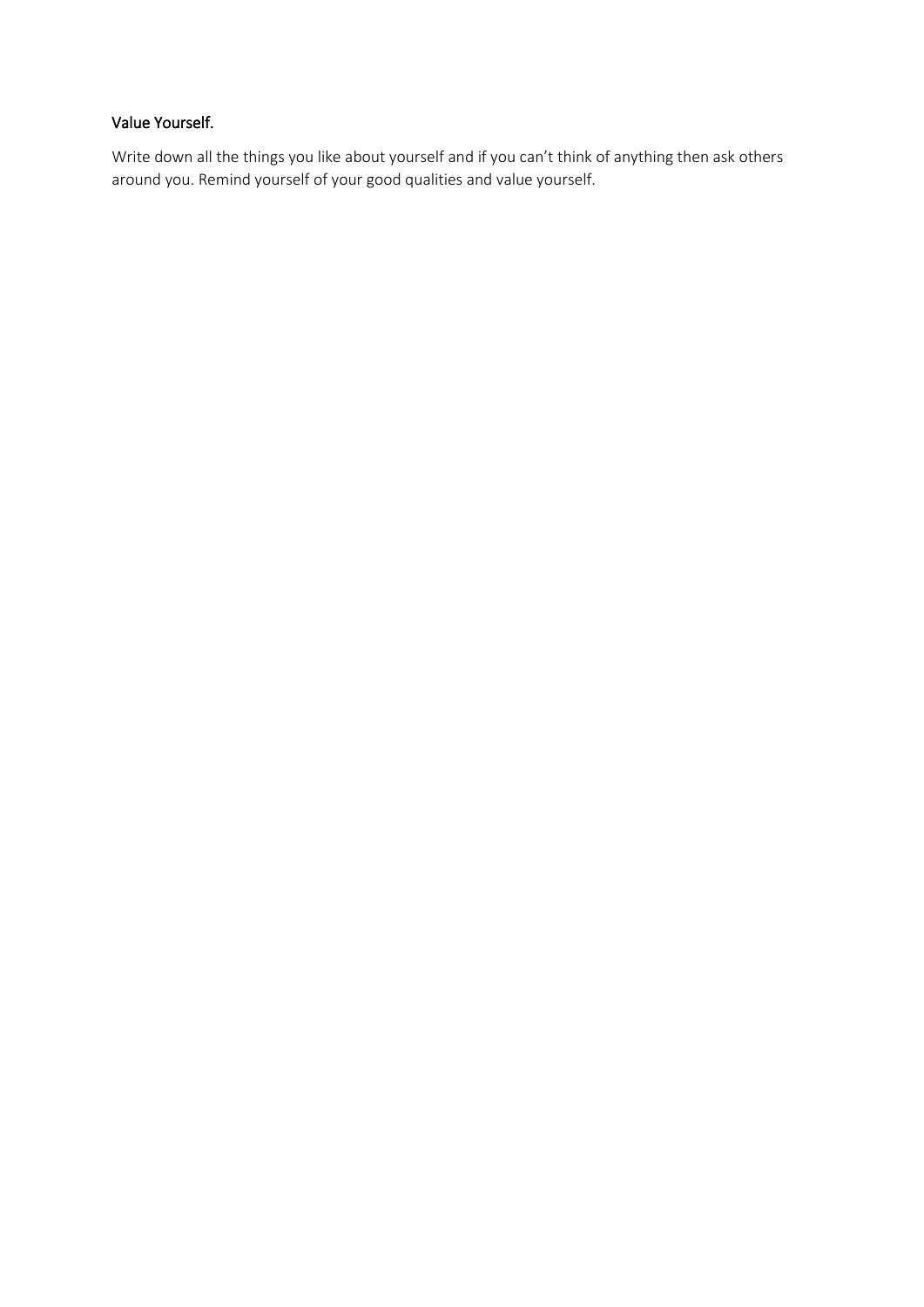## Value Yourself.

Write down all the things you like about yourself and if you can't think of anything then ask others around you. Remind yourself of your good qualities and value yourself.